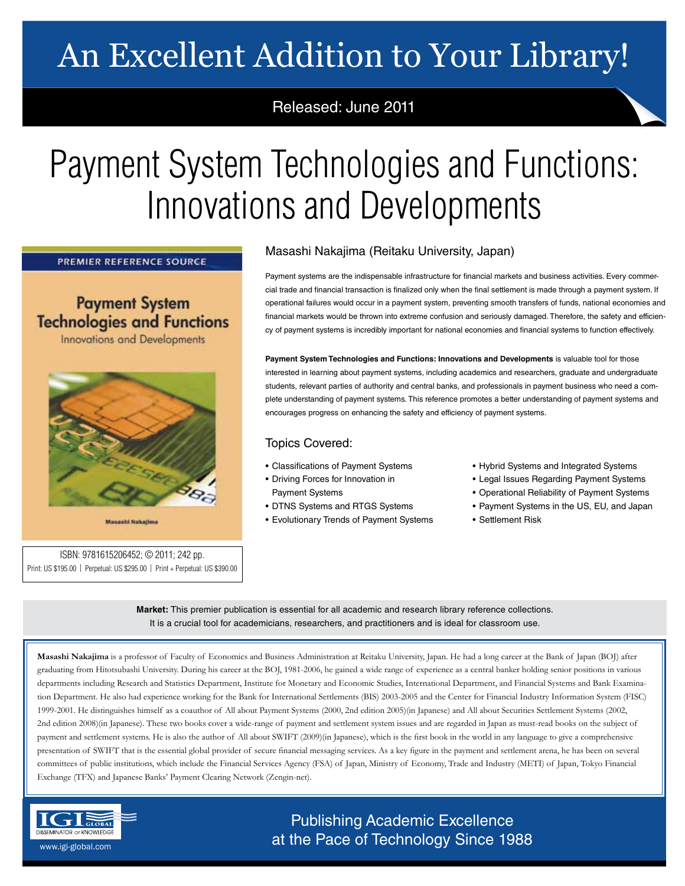# An Excellent Addition to Your Library!

Released: June 2011

# Payment System Technologies and Functions: Innovations and Developments

PREMIER REFERENCE SOURCE

**Payment System Technologies and Functions**
Innovations and Developments

Masashi Nakajima

ISBN: 9781615206452; © 2011; 242 pp.
Print: US $195.00 | Perpetual: US $295.00 | Print + Perpetual: US $390.00

Masashi Nakajima (Reitaku University, Japan)

Payment systems are the indispensable infrastructure for financial markets and business activities. Every commercial trade and financial transaction is finalized only when the final settlement is made through a payment system. If operational failures would occur in a payment system, preventing smooth transfers of funds, national economies and financial markets would be thrown into extreme confusion and seriously damaged. Therefore, the safety and efficiency of payment systems is incredibly important for national economies and financial systems to function effectively.

**Payment System Technologies and Functions: Innovations and Developments** is valuable tool for those interested in learning about payment systems, including academics and researchers, graduate and undergraduate students, relevant parties of authority and central banks, and professionals in payment business who need a complete understanding of payment systems. This reference promotes a better understanding of payment systems and encourages progress on enhancing the safety and efficiency of payment systems.

## Topics Covered:

- Classifications of Payment Systems
- Driving Forces for Innovation in Payment Systems
- DTNS Systems and RTGS Systems
- Evolutionary Trends of Payment Systems
- Hybrid Systems and Integrated Systems
- Legal Issues Regarding Payment Systems
- Operational Reliability of Payment Systems
- Payment Systems in the US, EU, and Japan
- Settlement Risk

**Market:** This premier publication is essential for all academic and research library reference collections. It is a crucial tool for academicians, researchers, and practitioners and is ideal for classroom use.

**Masashi Nakajima** is a professor of Faculty of Economics and Business Administration at Reitaku University, Japan. He had a long career at the Bank of Japan (BOJ) after graduating from Hitotsubashi University. During his career at the BOJ, 1981-2006, he gained a wide range of experience as a central banker holding senior positions in various departments including Research and Statistics Department, Institute for Monetary and Economic Studies, International Department, and Financial Systems and Bank Examination Department. He also had experience working for the Bank for International Settlements (BIS) 2003-2005 and the Center for Financial Industry Information System (FISC) 1999-2001. He distinguishes himself as a coauthor of All about Payment Systems (2000, 2nd edition 2005)(in Japanese) and All about Securities Settlement Systems (2002, 2nd edition 2008)(in Japanese). These two books cover a wide-range of payment and settlement system issues and are regarded in Japan as must-read books on the subject of payment and settlement systems. He is also the author of All about SWIFT (2009)(in Japanese), which is the first book in the world in any language to give a comprehensive presentation of SWIFT that is the essential global provider of secure financial messaging services. As a key figure in the payment and settlement arena, he has been on several committees of public institutions, which include the Financial Services Agency (FSA) of Japan, Ministry of Economy, Trade and Industry (METI) of Japan, Tokyo Financial Exchange (TFX) and Japanese Banks' Payment Clearing Network (Zengin-net).

IGI GLOBAL
DISSEMINATOR OF KNOWLEDGE
www.igi-global.com

Publishing Academic Excellence at the Pace of Technology Since 1988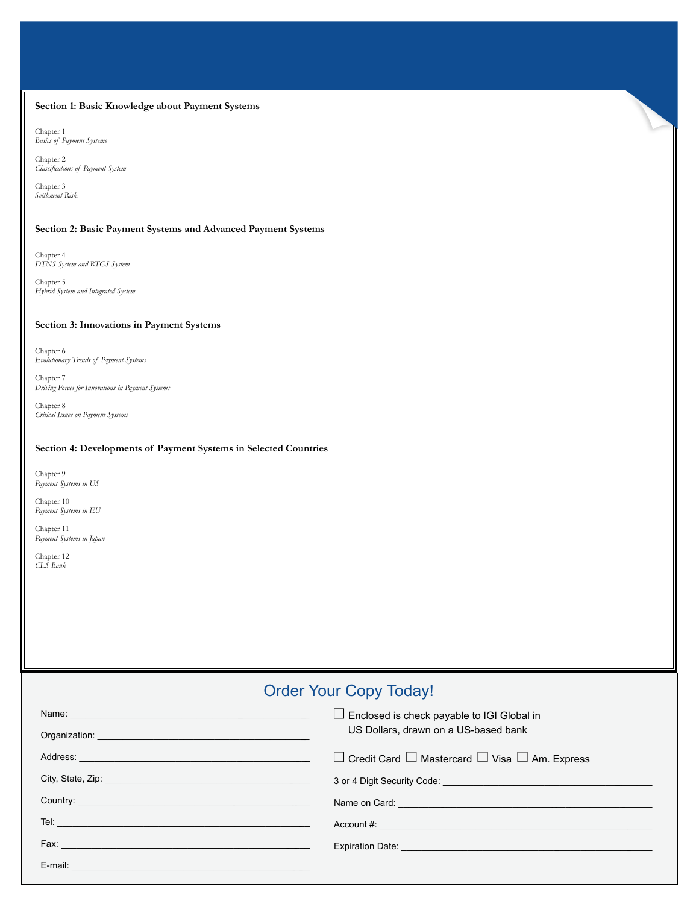### Section 1: Basic Knowledge about Payment Systems

Chapter 1
*Basics of Payment Systems*

Chapter 2
*Classifications of Payment System*

Chapter 3
*Settlement Risk*

### Section 2: Basic Payment Systems and Advanced Payment Systems

Chapter 4
*DTNS System and RTGS System*

Chapter 5
*Hybrid System and Integrated System*

### Section 3: Innovations in Payment Systems

Chapter 6
*Evolutionary Trends of Payment Systems*

Chapter 7
*Driving Forces for Innovations in Payment Systems*

Chapter 8
*Critical Issues on Payment Systems*

### Section 4: Developments of Payment Systems in Selected Countries

Chapter 9
*Payment Systems in US*

Chapter 10
*Payment Systems in EU*

Chapter 11
*Payment Systems in Japan*

Chapter 12
*CLS Bank*

## Order Your Copy Today!

Name: ___________________________________________

Organization: ______________________________________

Address: __________________________________________

City, State, Zip: ____________________________________

Country: __________________________________________

Tel: ______________________________________________

Fax: ______________________________________________

E-mail: ____________________________________________

☐ Enclosed is check payable to IGI Global in US Dollars, drawn on a US-based bank

☐ Credit Card ☐ Mastercard ☐ Visa ☐ Am. Express

3 or 4 Digit Security Code: ___________________________

Name on Card: ____________________________________

Account #: ________________________________________

Expiration Date: ____________________________________